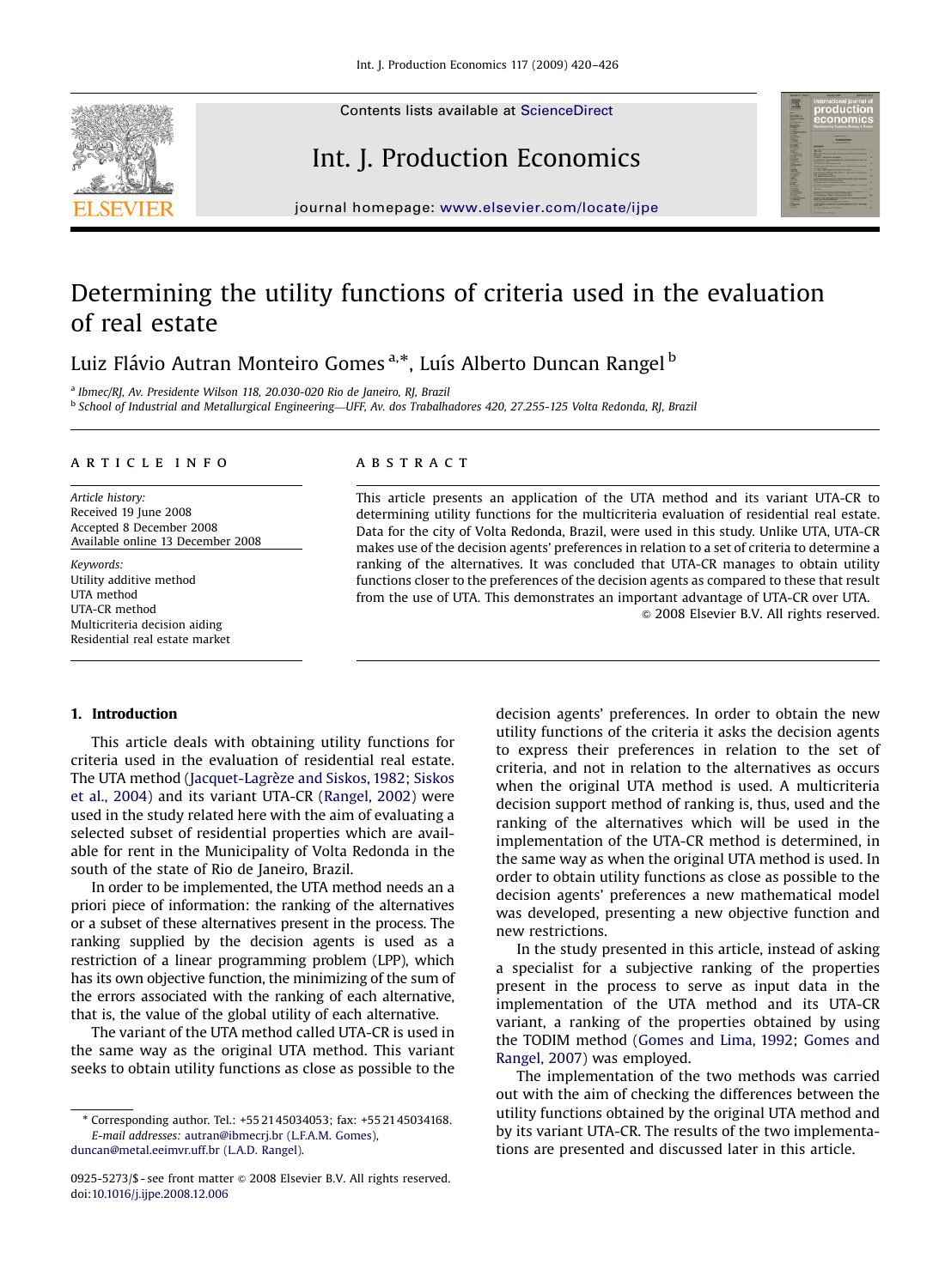Contents lists available at ScienceDirect

# Int. J. Production Economics

journal homepage: www.elsevier.com/locate/ijpe

# Determining the utility functions of criteria used in the evaluation of real estate

Luiz Flávio Autran Monteiro Gomes [a,*], Luís Alberto Duncan Rangel [b]

[a] Ibmec/RJ, Av. Presidente Wilson 118, 20.030-020 Rio de Janeiro, RJ, Brazil
[b] School of Industrial and Metallurgical Engineering—UFF, Av. dos Trabalhadores 420, 27.255-125 Volta Redonda, RJ, Brazil

## ARTICLE INFO

*Article history:*
Received 19 June 2008
Accepted 8 December 2008
Available online 13 December 2008

*Keywords:*
Utility additive method
UTA method
UTA-CR method
Multicriteria decision aiding
Residential real estate market

## ABSTRACT

This article presents an application of the UTA method and its variant UTA-CR to determining utility functions for the multicriteria evaluation of residential real estate. Data for the city of Volta Redonda, Brazil, were used in this study. Unlike UTA, UTA-CR makes use of the decision agents' preferences in relation to a set of criteria to determine a ranking of the alternatives. It was concluded that UTA-CR manages to obtain utility functions closer to the preferences of the decision agents as compared to these that result from the use of UTA. This demonstrates an important advantage of UTA-CR over UTA.

© 2008 Elsevier B.V. All rights reserved.

## 1. Introduction

This article deals with obtaining utility functions for criteria used in the evaluation of residential real estate. The UTA method (Jacquet-Lagrèze and Siskos, 1982; Siskos et al., 2004) and its variant UTA-CR (Rangel, 2002) were used in the study related here with the aim of evaluating a selected subset of residential properties which are available for rent in the Municipality of Volta Redonda in the south of the state of Rio de Janeiro, Brazil.

In order to be implemented, the UTA method needs an a priori piece of information: the ranking of the alternatives or a subset of these alternatives present in the process. The ranking supplied by the decision agents is used as a restriction of a linear programming problem (LPP), which has its own objective function, the minimizing of the sum of the errors associated with the ranking of each alternative, that is, the value of the global utility of each alternative.

The variant of the UTA method called UTA-CR is used in the same way as the original UTA method. This variant seeks to obtain utility functions as close as possible to the decision agents' preferences. In order to obtain the new utility functions of the criteria it asks the decision agents to express their preferences in relation to the set of criteria, and not in relation to the alternatives as occurs when the original UTA method is used. A multicriteria decision support method of ranking is, thus, used and the ranking of the alternatives which will be used in the implementation of the UTA-CR method is determined, in the same way as when the original UTA method is used. In order to obtain utility functions as close as possible to the decision agents' preferences a new mathematical model was developed, presenting a new objective function and new restrictions.

In the study presented in this article, instead of asking a specialist for a subjective ranking of the properties present in the process to serve as input data in the implementation of the UTA method and its UTA-CR variant, a ranking of the properties obtained by using the TODIM method (Gomes and Lima, 1992; Gomes and Rangel, 2007) was employed.

The implementation of the two methods was carried out with the aim of checking the differences between the utility functions obtained by the original UTA method and by its variant UTA-CR. The results of the two implementations are presented and discussed later in this article.

* Corresponding author. Tel.: +55 21 45034053; fax: +55 21 45034168.
*E-mail addresses:* autran@ibmecrj.br (L.F.A.M. Gomes), duncan@metal.eeimvr.uff.br (L.A.D. Rangel).

0925-5273/$ - see front matter © 2008 Elsevier B.V. All rights reserved.
doi:10.1016/j.ijpe.2008.12.006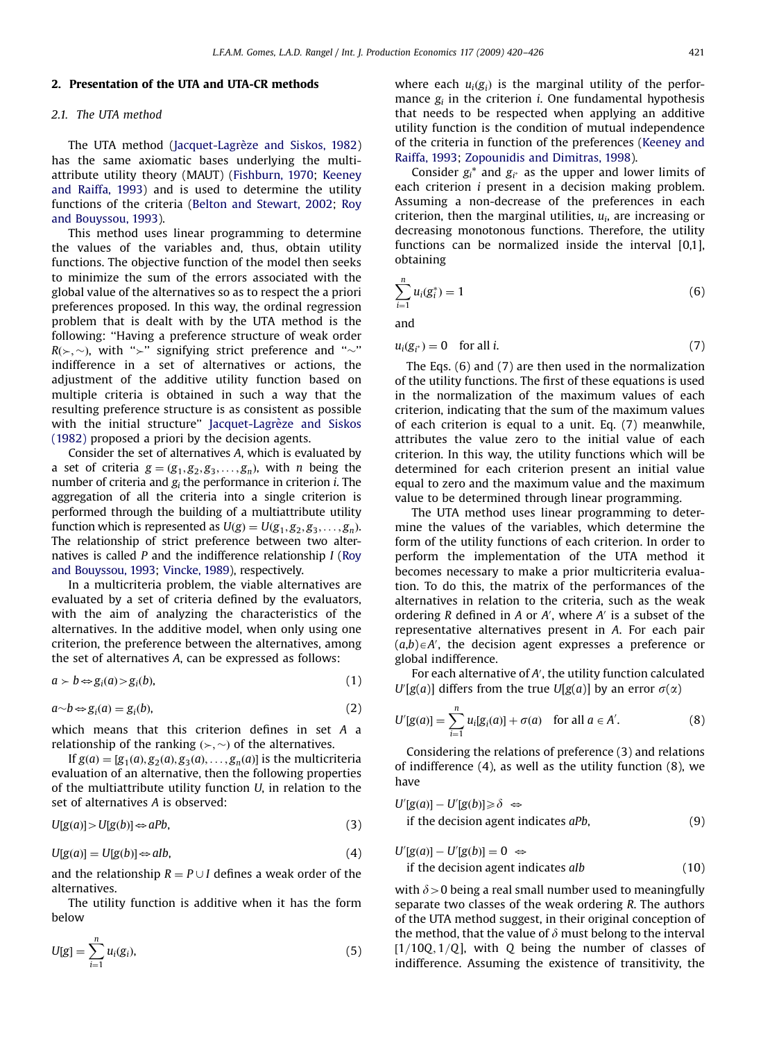## 2. Presentation of the UTA and UTA-CR methods

### 2.1. The UTA method

The UTA method (Jacquet-Lagrèze and Siskos, 1982) has the same axiomatic bases underlying the multi-attribute utility theory (MAUT) (Fishburn, 1970; Keeney and Raiffa, 1993) and is used to determine the utility functions of the criteria (Belton and Stewart, 2002; Roy and Bouyssou, 1993).

This method uses linear programming to determine the values of the variables and, thus, obtain utility functions. The objective function of the model then seeks to minimize the sum of the errors associated with the global value of the alternatives so as to respect the a priori preferences proposed. In this way, the ordinal regression problem that is dealt with by the UTA method is the following: "Having a preference structure of weak order $R(\succ, \sim)$, with "$\succ$" signifying strict preference and "$\sim$" indifference in a set of alternatives or actions, the adjustment of the additive utility function based on multiple criteria is obtained in such a way that the resulting preference structure is as consistent as possible with the initial structure" Jacquet-Lagrèze and Siskos (1982) proposed a priori by the decision agents.

Consider the set of alternatives $A$, which is evaluated by a set of criteria $g = (g_1, g_2, g_3, \ldots, g_n)$, with $n$ being the number of criteria and $g_i$ the performance in criterion $i$. The aggregation of all the criteria into a single criterion is performed through the building of a multiattribute utility function which is represented as $U(g) = U(g_1, g_2, g_3, \ldots, g_n)$. The relationship of strict preference between two alternatives is called $P$ and the indifference relationship $I$ (Roy and Bouyssou, 1993; Vincke, 1989), respectively.

In a multicriteria problem, the viable alternatives are evaluated by a set of criteria defined by the evaluators, with the aim of analyzing the characteristics of the alternatives. In the additive model, when only using one criterion, the preference between the alternatives, among the set of alternatives $A$, can be expressed as follows:

$$a \succ b \Leftrightarrow g_i(a) > g_i(b), \tag{1}$$

$$a \sim b \Leftrightarrow g_i(a) = g_i(b), \tag{2}$$

which means that this criterion defines in set $A$ a relationship of the ranking $(\succ, \sim)$ of the alternatives.

If $g(a) = [g_1(a), g_2(a), g_3(a), \ldots, g_n(a)]$ is the multicriteria evaluation of an alternative, then the following properties of the multiattribute utility function $U$, in relation to the set of alternatives $A$ is observed:

$$U[g(a)] > U[g(b)] \Leftrightarrow aPb, \tag{3}$$

$$U[g(a)] = U[g(b)] \Leftrightarrow aIb, \tag{4}$$

and the relationship $R = P \cup I$ defines a weak order of the alternatives.

The utility function is additive when it has the form below

$$U[g] = \sum_{i=1}^{n} u_i(g_i), \tag{5}$$

where each $u_i(g_i)$ is the marginal utility of the performance $g_i$ in the criterion $i$. One fundamental hypothesis that needs to be respected when applying an additive utility function is the condition of mutual independence of the criteria in function of the preferences (Keeney and Raiffa, 1993; Zopounidis and Dimitras, 1998).

Consider $g_i^*$ and $g_{i^*}$ as the upper and lower limits of each criterion $i$ present in a decision making problem. Assuming a non-decrease of the preferences in each criterion, then the marginal utilities, $u_i$, are increasing or decreasing monotonous functions. Therefore, the utility functions can be normalized inside the interval [0,1], obtaining

$$\sum_{i=1}^{n} u_i(g_i^*) = 1 \tag{6}$$

and

$$u_i(g_{i^*}) = 0 \quad \text{for all } i. \tag{7}$$

The Eqs. (6) and (7) are then used in the normalization of the utility functions. The first of these equations is used in the normalization of the maximum values of each criterion, indicating that the sum of the maximum values of each criterion is equal to a unit. Eq. (7) meanwhile, attributes the value zero to the initial value of each criterion. In this way, the utility functions which will be determined for each criterion present an initial value equal to zero and the maximum value and the maximum value to be determined through linear programming.

The UTA method uses linear programming to determine the values of the variables, which determine the form of the utility functions of each criterion. In order to perform the implementation of the UTA method it becomes necessary to make a prior multicriteria evaluation. To do this, the matrix of the performances of the alternatives in relation to the criteria, such as the weak ordering $R$ defined in $A$ or $A'$, where $A'$ is a subset of the representative alternatives present in $A$. For each pair $(a,b) \in A'$, the decision agent expresses a preference or global indifference.

For each alternative of $A'$, the utility function calculated $U'[g(a)]$ differs from the true $U[g(a)]$ by an error $\sigma(\alpha)$

$$U'[g(a)] = \sum_{i=1}^{n} u_i[g_i(a)] + \sigma(a) \quad \text{for all } a \in A'. \tag{8}$$

Considering the relations of preference (3) and relations of indifference (4), as well as the utility function (8), we have

$$U'[g(a)] - U'[g(b)] \geqslant \delta \;\Leftrightarrow\; \text{if the decision agent indicates } aPb, \tag{9}$$

$$U'[g(a)] - U'[g(b)] = 0 \;\Leftrightarrow\; \text{if the decision agent indicates } aIb \tag{10}$$

with $\delta > 0$ being a real small number used to meaningfully separate two classes of the weak ordering $R$. The authors of the UTA method suggest, in their original conception of the method, that the value of $\delta$ must belong to the interval $[1/10Q, 1/Q]$, with $Q$ being the number of classes of indifference. Assuming the existence of transitivity, the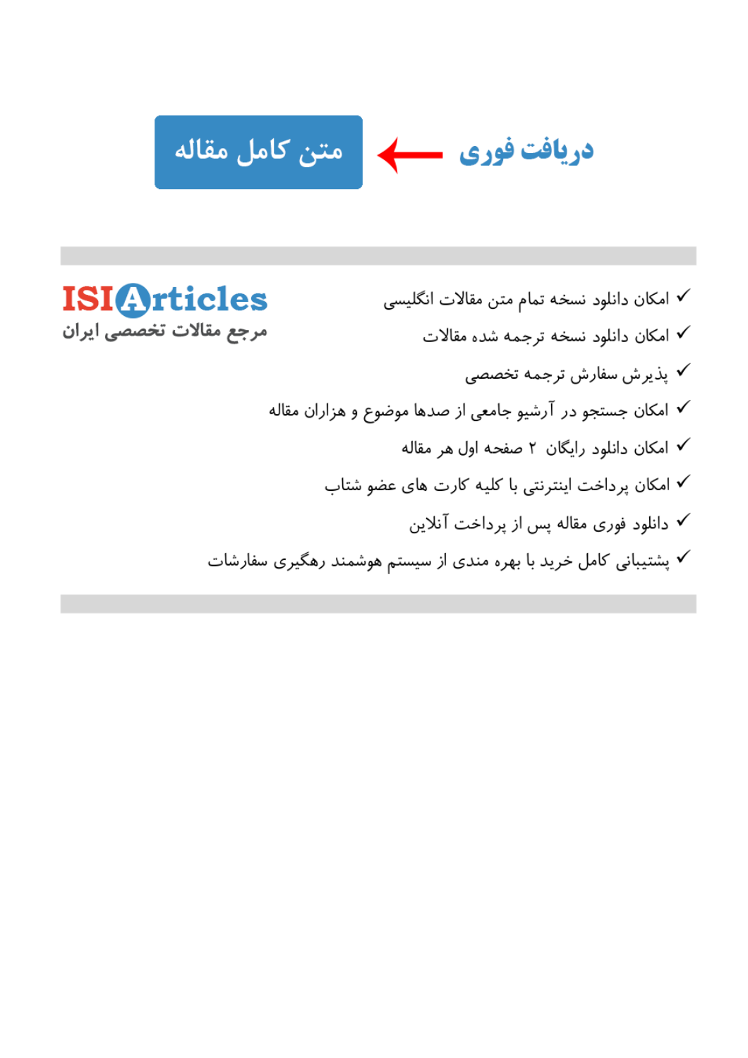دریافت فوری ← متن کامل مقاله

**ISIArticles**
مرجع مقالات تخصصی ایران

- ✓ امکان دانلود نسخه تمام متن مقالات انگلیسی
- ✓ امکان دانلود نسخه ترجمه شده مقالات
- ✓ پذیرش سفارش ترجمه تخصصی
- ✓ امکان جستجو در آرشیو جامعی از صدها موضوع و هزاران مقاله
- ✓ امکان دانلود رایگان ۲ صفحه اول هر مقاله
- ✓ امکان پرداخت اینترنتی با کلیه کارت های عضو شتاب
- ✓ دانلود فوری مقاله پس از پرداخت آنلاین
- ✓ پشتیبانی کامل خرید با بهره مندی از سیستم هوشمند رهگیری سفارشات